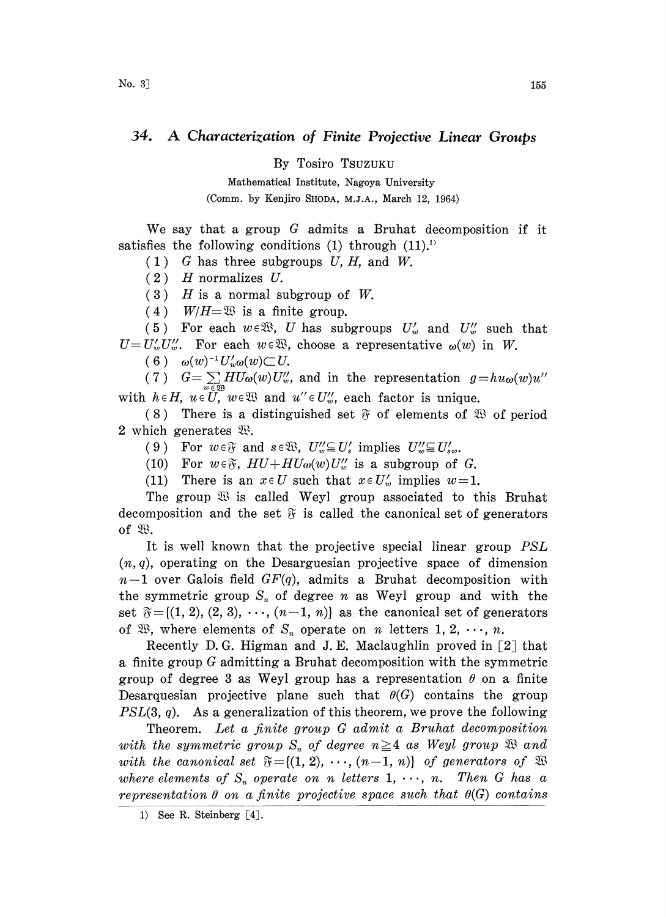# 34. *A Characterization of Finite Projective Linear Groups*

By Tosiro TSUZUKU

Mathematical Institute, Nagoya University

(Comm. by Kenjiro SHODA, M.J.A., March 12, 1964)

We say that a group $G$ admits a Bruhat decomposition if it satisfies the following conditions (1) through (11).[1]

(1) $G$ has three subgroups $U$, $H$, and $W$.

(2) $H$ normalizes $U$.

(3) $H$ is a normal subgroup of $W$.

(4) $W/H=\mathfrak{W}$ is a finite group.

(5) For each $w\in\mathfrak{W}$, $U$ has subgroups $U'_w$ and $U''_w$ such that $U=U'_wU''_w$. For each $w\in\mathfrak{W}$, choose a representative $\omega(w)$ in $W$.

(6) $\omega(w)^{-1}U'_w\omega(w)\subset U$.

(7) $G=\sum_{w\in\mathfrak{W}}HU\omega(w)U''_w$, and in the representation $g=hu\omega(w)u''$ with $h\in H$, $u\in U$, $w\in\mathfrak{W}$ and $u''\in U''_w$, each factor is unique.

(8) There is a distinguished set $\mathfrak{F}$ of elements of $\mathfrak{W}$ of period 2 which generates $\mathfrak{W}$.

(9) For $w\in\mathfrak{F}$ and $s\in\mathfrak{W}$, $U''_w\subseteqq U'_s$ implies $U''_w\subseteqq U'_{sw}$.

(10) For $w\in\mathfrak{F}$, $HU+HU\omega(w)U''_w$ is a subgroup of $G$.

(11) There is an $x\in U$ such that $x\in U'_w$ implies $w=1$.

The group $\mathfrak{W}$ is called Weyl group associated to this Bruhat decomposition and the set $\mathfrak{F}$ is called the canonical set of generators of $\mathfrak{W}$.

It is well known that the projective special linear group $PSL(n,q)$, operating on the Desarguesian projective space of dimension $n-1$ over Galois field $GF(q)$, admits a Bruhat decomposition with the symmetric group $S_n$ of degree $n$ as Weyl group and with the set $\mathfrak{F}=\{(1,2),(2,3),\cdots,(n-1,n)\}$ as the canonical set of generators of $\mathfrak{W}$, where elements of $S_n$ operate on $n$ letters $1,2,\cdots,n$.

Recently D. G. Higman and J. E. Maclaughlin proved in [2] that a finite group $G$ admitting a Bruhat decomposition with the symmetric group of degree 3 as Weyl group has a representation $\theta$ on a finite Desarquesian projective plane such that $\theta(G)$ contains the group $PSL(3,q)$. As a generalization of this theorem, we prove the following

Theorem. *Let a finite group $G$ admit a Bruhat decomposition with the symmetric group $S_n$ of degree $n\geqq 4$ as Weyl group $\mathfrak{W}$ and with the canonical set $\mathfrak{F}=\{(1,2),\cdots,(n-1,n)\}$ of generators of $\mathfrak{W}$ where elements of $S_n$ operate on $n$ letters $1,\cdots,n$. Then $G$ has a representation $\theta$ on a finite projective space such that $\theta(G)$ contains*

1) See R. Steinberg [4].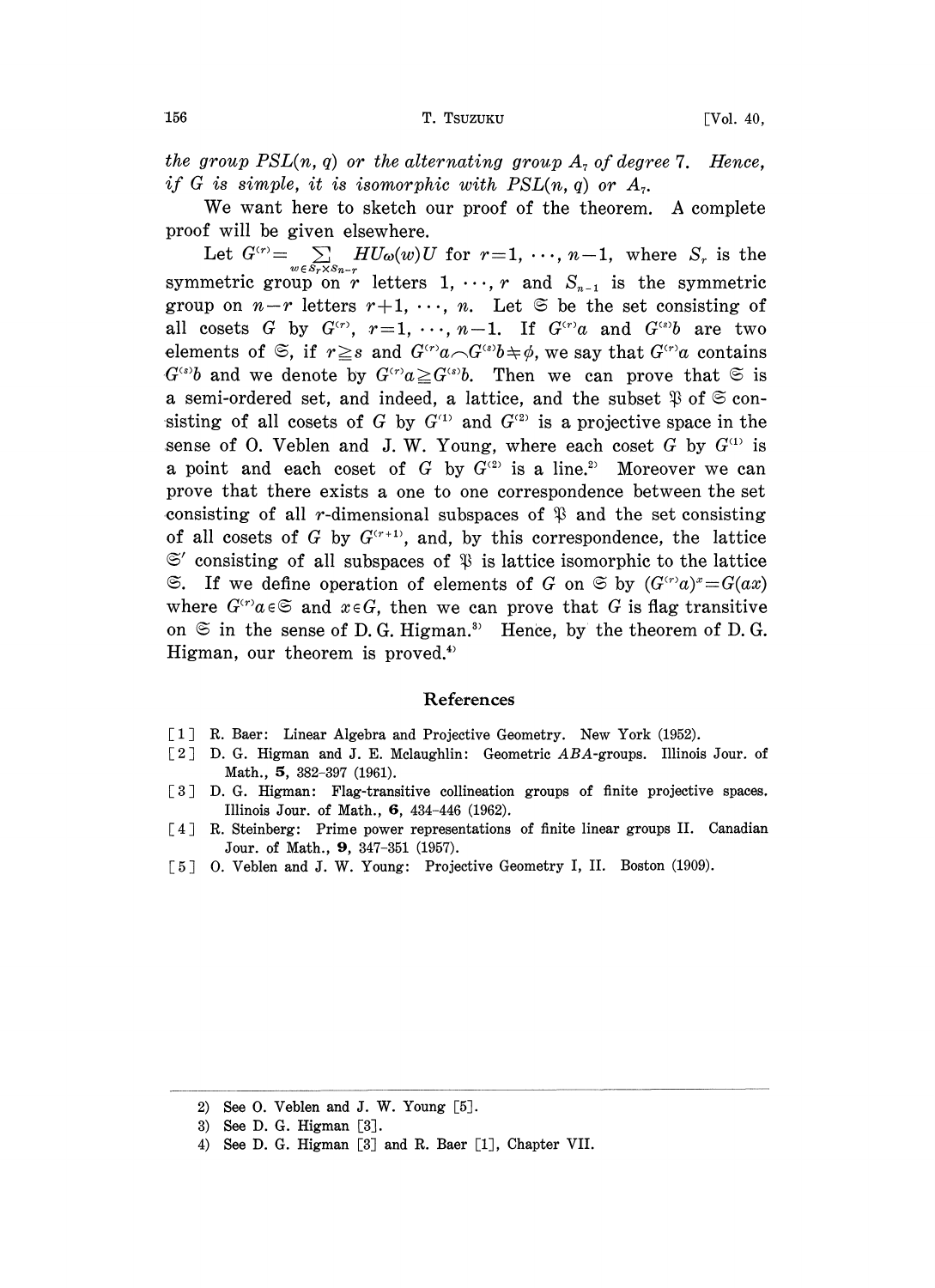*the group $PSL(n, q)$ or the alternating group $A_7$ of degree 7. Hence, if $G$ is simple, it is isomorphic with $PSL(n, q)$ or $A_7$.*

We want here to sketch our proof of the theorem. A complete proof will be given elsewhere.

Let $G^{(r)} = \sum_{w \in S_r \times S_{n-r}} HU\omega(w)U$ for $r = 1, \cdots, n-1$, where $S_r$ is the symmetric group on $r$ letters $1, \cdots, r$ and $S_{n-1}$ is the symmetric group on $n-r$ letters $r+1, \cdots, n$. Let $\mathfrak{S}$ be the set consisting of all cosets $G$ by $G^{(r)}$, $r = 1, \cdots, n-1$. If $G^{(r)}a$ and $G^{(s)}b$ are two elements of $\mathfrak{S}$, if $r \geqq s$ and $G^{(r)}a \frown G^{(s)}b \neq \phi$, we say that $G^{(r)}a$ contains $G^{(s)}b$ and we denote by $G^{(r)}a \geqq G^{(s)}b$. Then we can prove that $\mathfrak{S}$ is a semi-ordered set, and indeed, a lattice, and the subset $\mathfrak{P}$ of $\mathfrak{S}$ consisting of all cosets of $G$ by $G^{(1)}$ and $G^{(2)}$ is a projective space in the sense of O. Veblen and J. W. Young, where each coset $G$ by $G^{(1)}$ is a point and each coset of $G$ by $G^{(2)}$ is a line.[2] Moreover we can prove that there exists a one to one correspondence between the set consisting of all $r$-dimensional subspaces of $\mathfrak{P}$ and the set consisting of all cosets of $G$ by $G^{(r+1)}$, and, by this correspondence, the lattice $\mathfrak{S}'$ consisting of all subspaces of $\mathfrak{P}$ is lattice isomorphic to the lattice $\mathfrak{S}$. If we define operation of elements of $G$ on $\mathfrak{S}$ by $(G^{(r)}a)^x = G(ax)$ where $G^{(r)}a \in \mathfrak{S}$ and $x \in G$, then we can prove that $G$ is flag transitive on $\mathfrak{S}$ in the sense of D. G. Higman.[3] Hence, by the theorem of D. G. Higman, our theorem is proved.[4]

## References

[1] R. Baer: Linear Algebra and Projective Geometry. New York (1952).

[2] D. G. Higman and J. E. Mclaughlin: Geometric $ABA$-groups. Illinois Jour. of Math., **5**, 382–397 (1961).

[3] D. G. Higman: Flag-transitive collineation groups of finite projective spaces. Illinois Jour. of Math., **6**, 434–446 (1962).

[4] R. Steinberg: Prime power representations of finite linear groups II. Canadian Jour. of Math., **9**, 347–351 (1957).

[5] O. Veblen and J. W. Young: Projective Geometry I, II. Boston (1909).

---

2) See O. Veblen and J. W. Young [5].

3) See D. G. Higman [3].

4) See D. G. Higman [3] and R. Baer [1], Chapter VII.